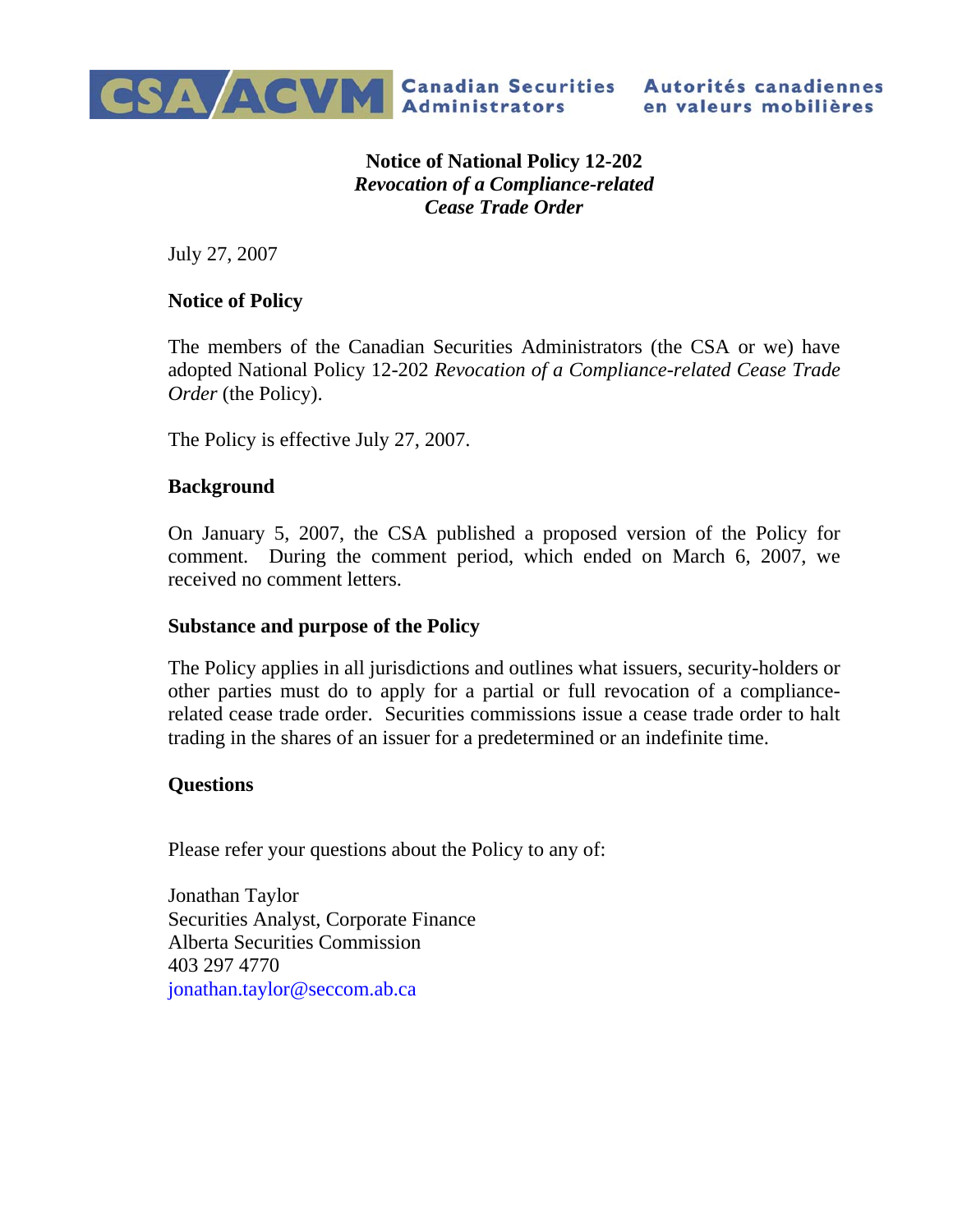CSA/ACVM Canadian Securities Administrators | Autorités canadiennes en valeurs mobilières

**Notice of National Policy 12-202**
***Revocation of a Compliance-related Cease Trade Order***

July 27, 2007

## Notice of Policy

The members of the Canadian Securities Administrators (the CSA or we) have adopted National Policy 12-202 *Revocation of a Compliance-related Cease Trade Order* (the Policy).

The Policy is effective July 27, 2007.

## Background

On January 5, 2007, the CSA published a proposed version of the Policy for comment. During the comment period, which ended on March 6, 2007, we received no comment letters.

## Substance and purpose of the Policy

The Policy applies in all jurisdictions and outlines what issuers, security-holders or other parties must do to apply for a partial or full revocation of a compliance-related cease trade order. Securities commissions issue a cease trade order to halt trading in the shares of an issuer for a predetermined or an indefinite time.

## Questions

Please refer your questions about the Policy to any of:

Jonathan Taylor
Securities Analyst, Corporate Finance
Alberta Securities Commission
403 297 4770
jonathan.taylor@seccom.ab.ca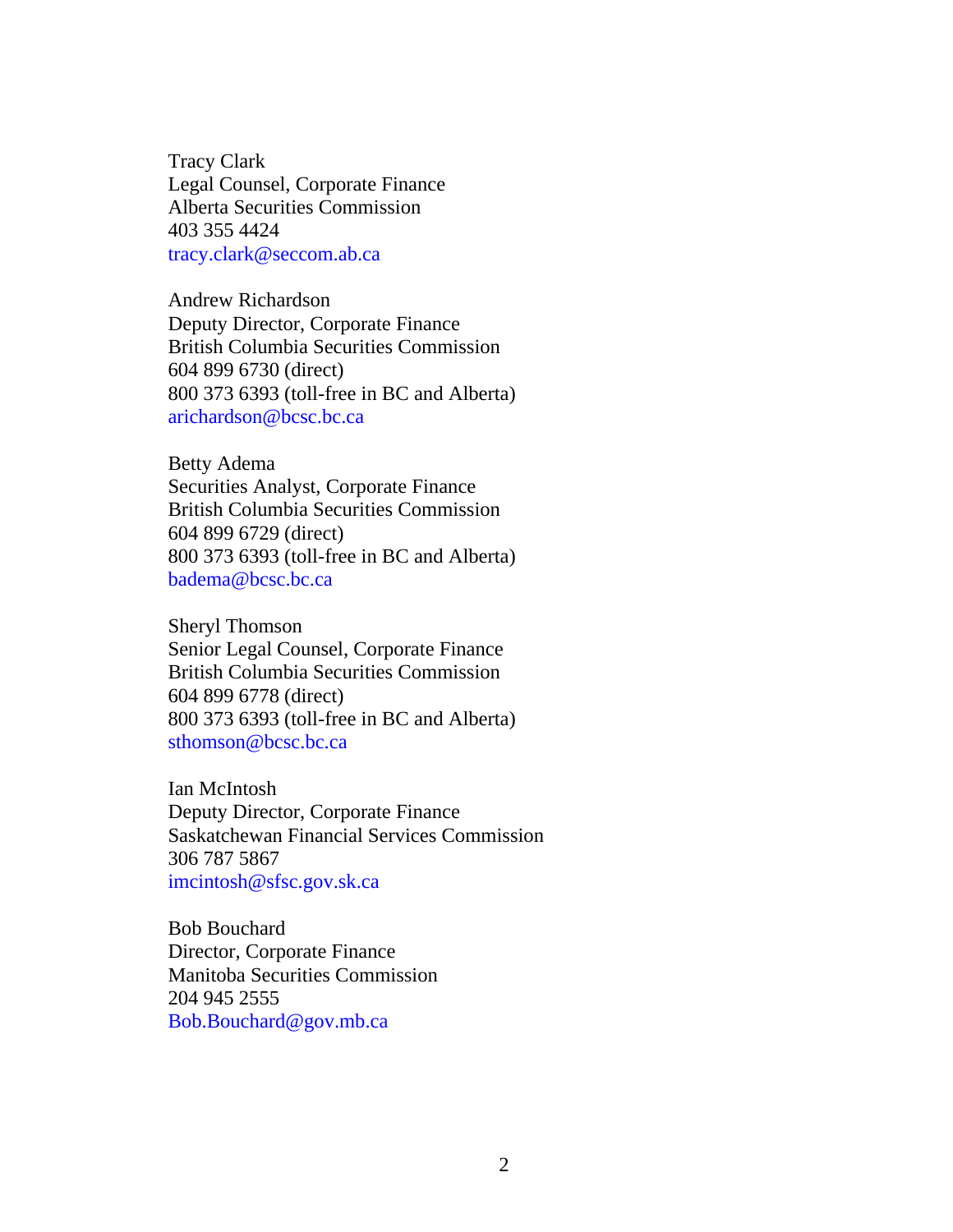Tracy Clark
Legal Counsel, Corporate Finance
Alberta Securities Commission
403 355 4424
tracy.clark@seccom.ab.ca

Andrew Richardson
Deputy Director, Corporate Finance
British Columbia Securities Commission
604 899 6730 (direct)
800 373 6393 (toll-free in BC and Alberta)
arichardson@bcsc.bc.ca

Betty Adema
Securities Analyst, Corporate Finance
British Columbia Securities Commission
604 899 6729 (direct)
800 373 6393 (toll-free in BC and Alberta)
badema@bcsc.bc.ca

Sheryl Thomson
Senior Legal Counsel, Corporate Finance
British Columbia Securities Commission
604 899 6778 (direct)
800 373 6393 (toll-free in BC and Alberta)
sthomson@bcsc.bc.ca

Ian McIntosh
Deputy Director, Corporate Finance
Saskatchewan Financial Services Commission
306 787 5867
imcintosh@sfsc.gov.sk.ca

Bob Bouchard
Director, Corporate Finance
Manitoba Securities Commission
204 945 2555
Bob.Bouchard@gov.mb.ca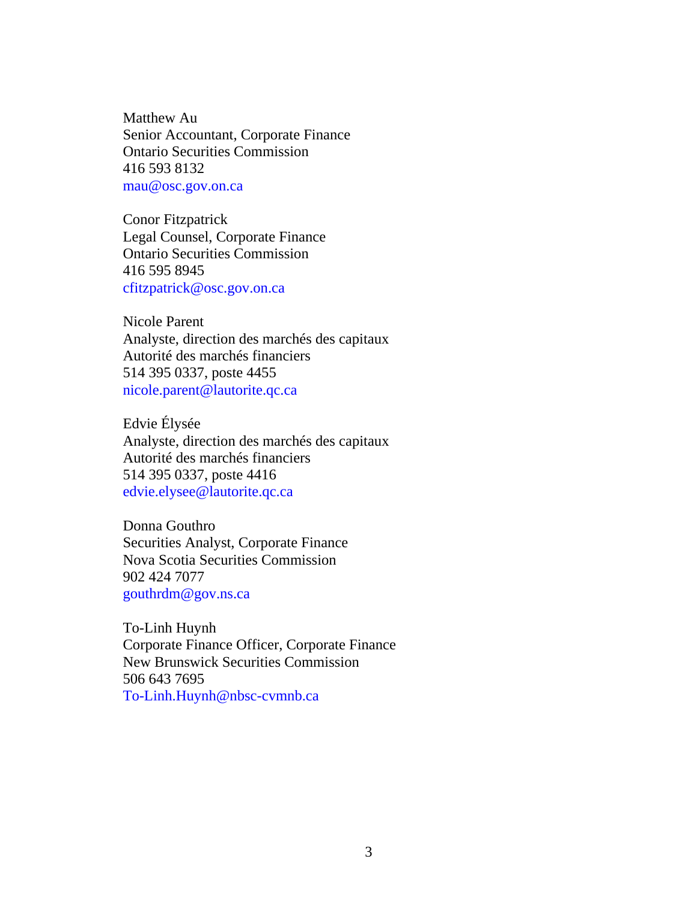Matthew Au
Senior Accountant, Corporate Finance
Ontario Securities Commission
416 593 8132
mau@osc.gov.on.ca

Conor Fitzpatrick
Legal Counsel, Corporate Finance
Ontario Securities Commission
416 595 8945
cfitzpatrick@osc.gov.on.ca

Nicole Parent
Analyste, direction des marchés des capitaux
Autorité des marchés financiers
514 395 0337, poste 4455
nicole.parent@lautorite.qc.ca

Edvie Élysée
Analyste, direction des marchés des capitaux
Autorité des marchés financiers
514 395 0337, poste 4416
edvie.elysee@lautorite.qc.ca

Donna Gouthro
Securities Analyst, Corporate Finance
Nova Scotia Securities Commission
902 424 7077
gouthrdm@gov.ns.ca

To-Linh Huynh
Corporate Finance Officer, Corporate Finance
New Brunswick Securities Commission
506 643 7695
To-Linh.Huynh@nbsc-cvmnb.ca